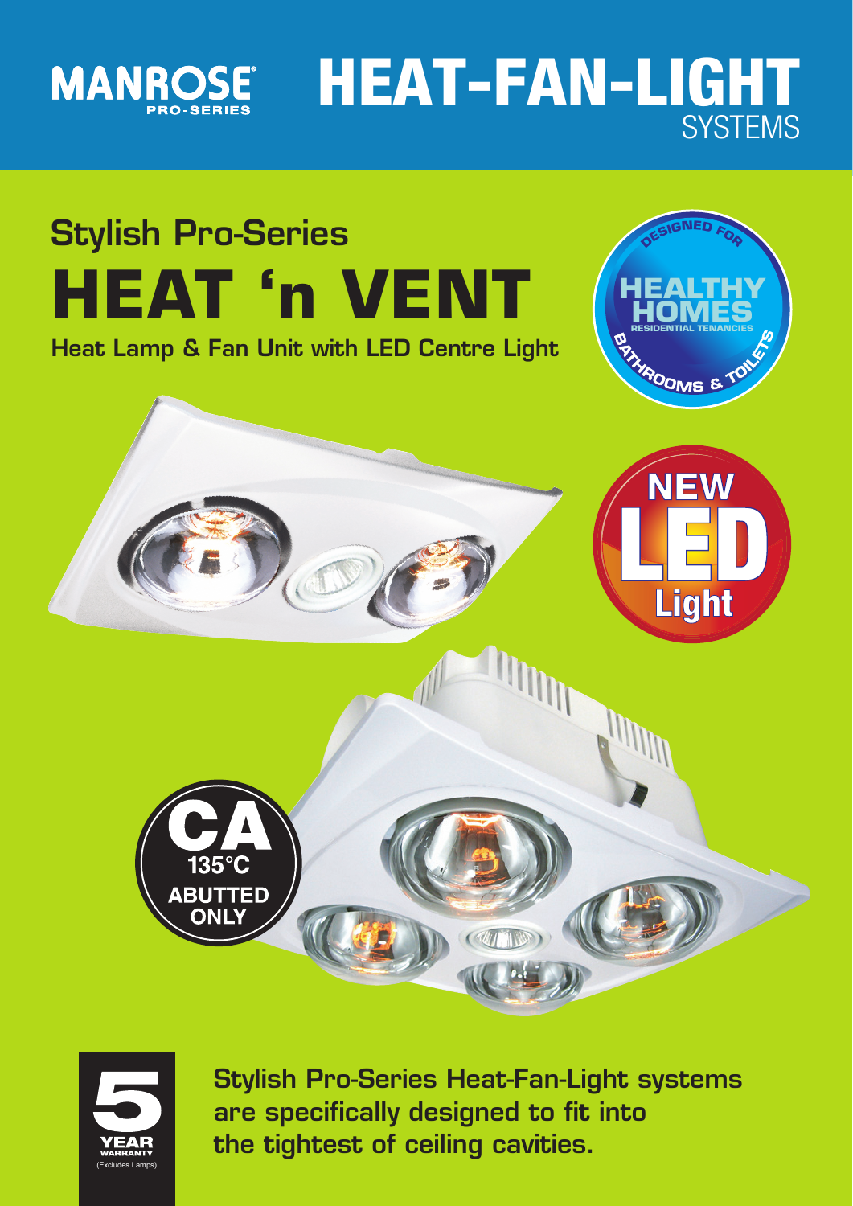MANROSE® PRO-SERIES

# HEAT-FAN-LIGHT SYSTEMS

## Stylish Pro-Series

# HEAT 'n VENT

**Heat Lamp & Fan Unit with LED Centre Light**

DESIGNED FOR HEALTHY HOMES RESIDENTIAL TENANCIES BATHROOMS & TOILETS

NEW LED Light

CA 135°C ABUTTED ONLY

5 YEAR WARRANTY (Excludes Lamps)

**Stylish Pro-Series Heat-Fan-Light systems are specifically designed to fit into the tightest of ceiling cavities.**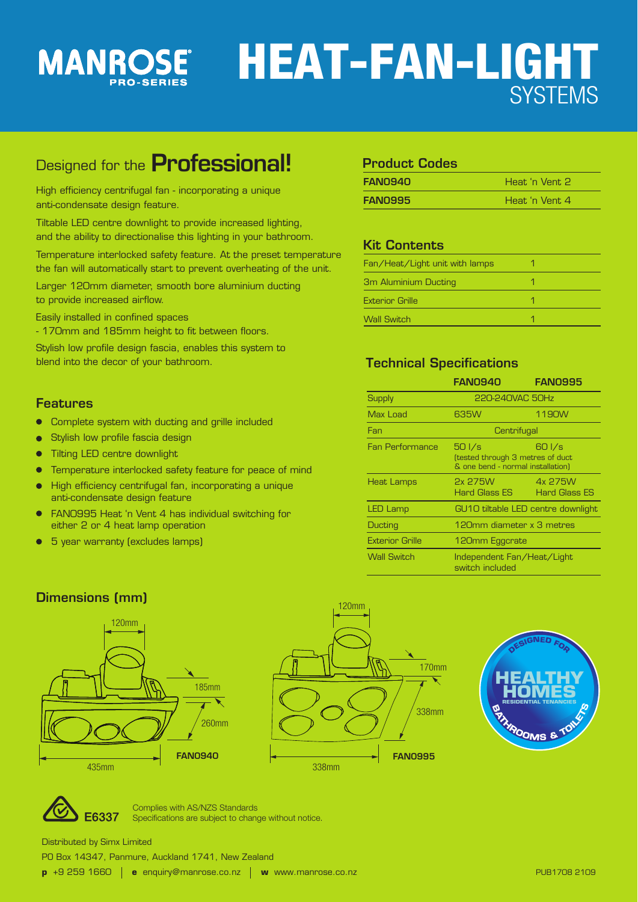# MANROSE PRO-SERIES HEAT-FAN-LIGHT SYSTEMS

## Designed for the **Professional!**

High efficiency centrifugal fan - incorporating a unique anti-condensate design feature.

Tiltable LED centre downlight to provide increased lighting, and the ability to directionalise this lighting in your bathroom.

Temperature interlocked safety feature. At the preset temperature the fan will automatically start to prevent overheating of the unit.

Larger 120mm diameter, smooth bore aluminium ducting to provide increased airflow.

Easily installed in confined spaces
- 170mm and 185mm height to fit between floors.

Stylish low profile design fascia, enables this system to blend into the decor of your bathroom.

### Features

- Complete system with ducting and grille included
- Stylish low profile fascia design
- Tilting LED centre downlight
- Temperature interlocked safety feature for peace of mind
- High efficiency centrifugal fan, incorporating a unique anti-condensate design feature
- FAN0995 Heat 'n Vent 4 has individual switching for either 2 or 4 heat lamp operation
- 5 year warranty (excludes lamps)

### Product Codes

| | |
|---|---|
| **FAN0940** | Heat 'n Vent 2 |
| **FAN0995** | Heat 'n Vent 4 |

### Kit Contents

| | |
|---|---|
| Fan/Heat/Light unit with lamps | 1 |
| 3m Aluminium Ducting | 1 |
| Exterior Grille | 1 |
| Wall Switch | 1 |

### Technical Specifications

| | **FAN0940** | **FAN0995** |
|---|---|---|
| Supply | 220-240VAC 50Hz | |
| Max Load | 635W | 1190W |
| Fan | Centrifugal | |
| Fan Performance | 50 l/s (tested through 3 metres of duct & one bend - normal installation) | 60 l/s |
| Heat Lamps | 2x 275W Hard Glass ES | 4x 275W Hard Glass ES |
| LED Lamp | GU10 tiltable LED centre downlight | |
| Ducting | 120mm diameter x 3 metres | |
| Exterior Grille | 120mm Eggcrate | |
| Wall Switch | Independent Fan/Heat/Light switch included | |

### Dimensions (mm)

120mm
185mm
260mm
435mm
FAN0940

120mm
170mm
338mm
338mm
FAN0995

DESIGNED FOR HEALTHY HOMES RESIDENTIAL TENANCIES BATHROOMS & TOILETS

E6337 Complies with AS/NZS Standards
Specifications are subject to change without notice.

Distributed by Simx Limited
PO Box 14347, Panmure, Auckland 1741, New Zealand
**p** +9 259 1660 | **e** enquiry@manrose.co.nz | **w** www.manrose.co.nz

PUB1708 2109